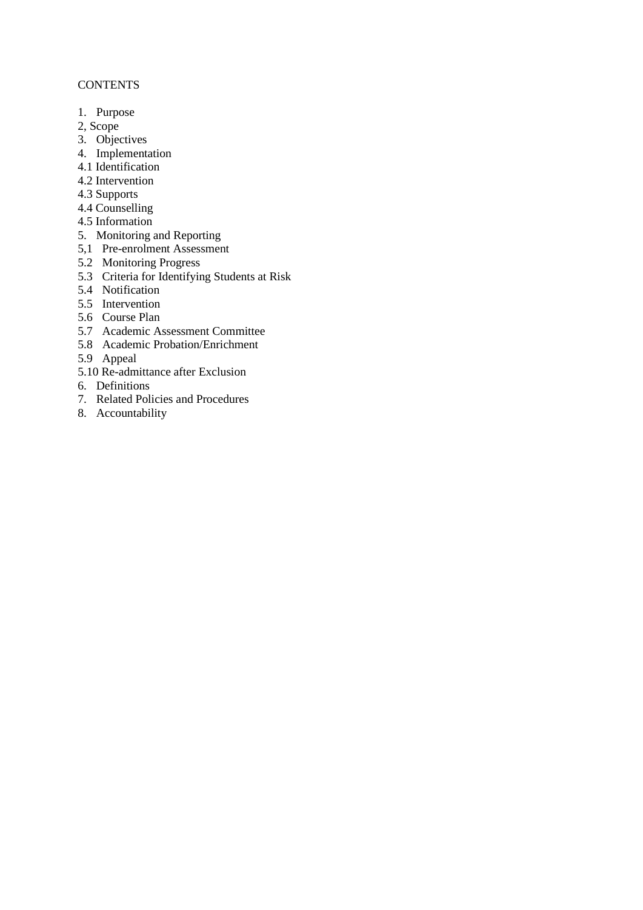CONTENTS

1. Purpose
2, Scope
3. Objectives
4. Implementation
4.1 Identification
4.2 Intervention
4.3 Supports
4.4 Counselling
4.5 Information
5. Monitoring and Reporting
5,1 Pre-enrolment Assessment
5.2 Monitoring Progress
5.3 Criteria for Identifying Students at Risk
5.4 Notification
5.5 Intervention
5.6 Course Plan
5.7 Academic Assessment Committee
5.8 Academic Probation/Enrichment
5.9 Appeal
5.10 Re-admittance after Exclusion
6. Definitions
7. Related Policies and Procedures
8. Accountability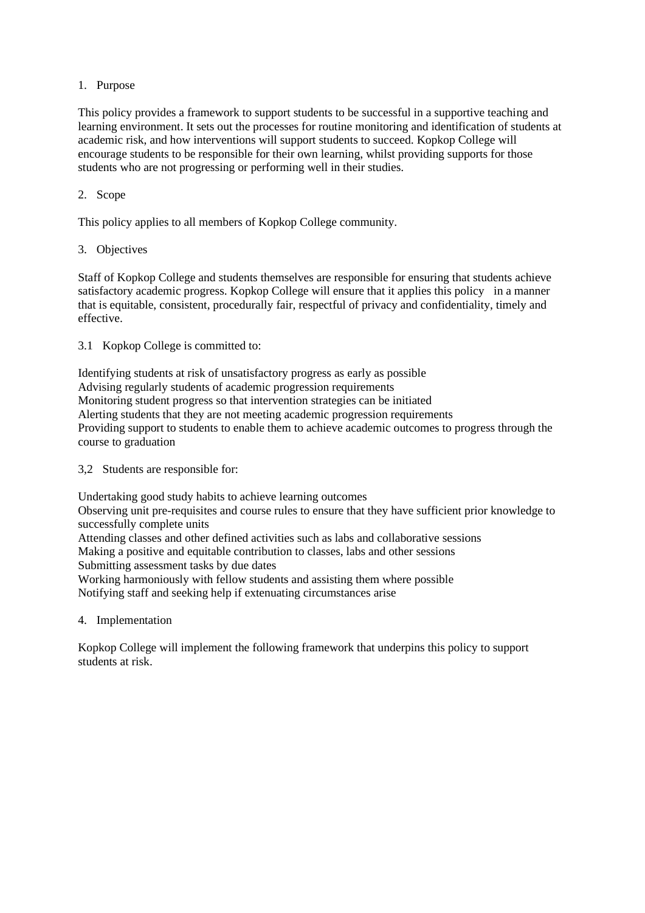## 1. Purpose

This policy provides a framework to support students to be successful in a supportive teaching and learning environment. It sets out the processes for routine monitoring and identification of students at academic risk, and how interventions will support students to succeed. Kopkop College will encourage students to be responsible for their own learning, whilst providing supports for those students who are not progressing or performing well in their studies.

## 2. Scope

This policy applies to all members of Kopkop College community.

## 3. Objectives

Staff of Kopkop College and students themselves are responsible for ensuring that students achieve satisfactory academic progress. Kopkop College will ensure that it applies this policy in a manner that is equitable, consistent, procedurally fair, respectful of privacy and confidentiality, timely and effective.

### 3.1 Kopkop College is committed to:

Identifying students at risk of unsatisfactory progress as early as possible
Advising regularly students of academic progression requirements
Monitoring student progress so that intervention strategies can be initiated
Alerting students that they are not meeting academic progression requirements
Providing support to students to enable them to achieve academic outcomes to progress through the course to graduation

### 3,2 Students are responsible for:

Undertaking good study habits to achieve learning outcomes
Observing unit pre-requisites and course rules to ensure that they have sufficient prior knowledge to successfully complete units
Attending classes and other defined activities such as labs and collaborative sessions
Making a positive and equitable contribution to classes, labs and other sessions
Submitting assessment tasks by due dates
Working harmoniously with fellow students and assisting them where possible
Notifying staff and seeking help if extenuating circumstances arise

## 4. Implementation

Kopkop College will implement the following framework that underpins this policy to support students at risk.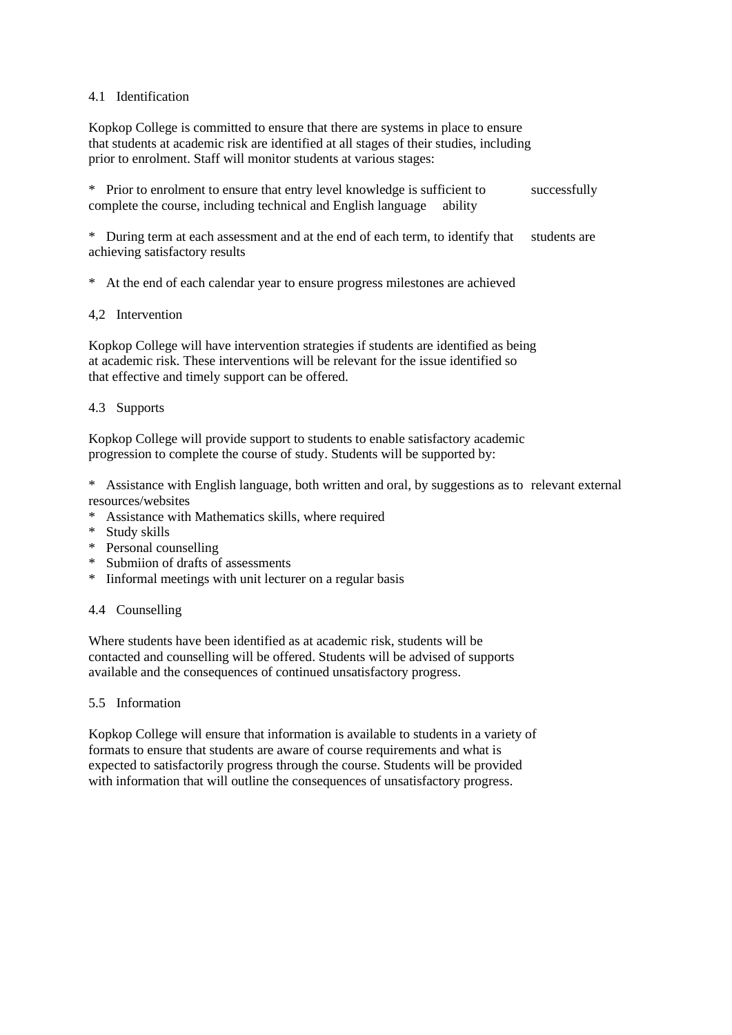### 4.1 Identification

Kopkop College is committed to ensure that there are systems in place to ensure that students at academic risk are identified at all stages of their studies, including prior to enrolment. Staff will monitor students at various stages:

* Prior to enrolment to ensure that entry level knowledge is sufficient to successfully complete the course, including technical and English language ability

* During term at each assessment and at the end of each term, to identify that students are achieving satisfactory results

* At the end of each calendar year to ensure progress milestones are achieved

### 4,2 Intervention

Kopkop College will have intervention strategies if students are identified as being at academic risk. These interventions will be relevant for the issue identified so that effective and timely support can be offered.

### 4.3 Supports

Kopkop College will provide support to students to enable satisfactory academic progression to complete the course of study. Students will be supported by:

* Assistance with English language, both written and oral, by suggestions as to relevant external resources/websites
* Assistance with Mathematics skills, where required
* Study skills
* Personal counselling
* Submiion of drafts of assessments
* Iinformal meetings with unit lecturer on a regular basis

### 4.4 Counselling

Where students have been identified as at academic risk, students will be contacted and counselling will be offered. Students will be advised of supports available and the consequences of continued unsatisfactory progress.

### 5.5 Information

Kopkop College will ensure that information is available to students in a variety of formats to ensure that students are aware of course requirements and what is expected to satisfactorily progress through the course. Students will be provided with information that will outline the consequences of unsatisfactory progress.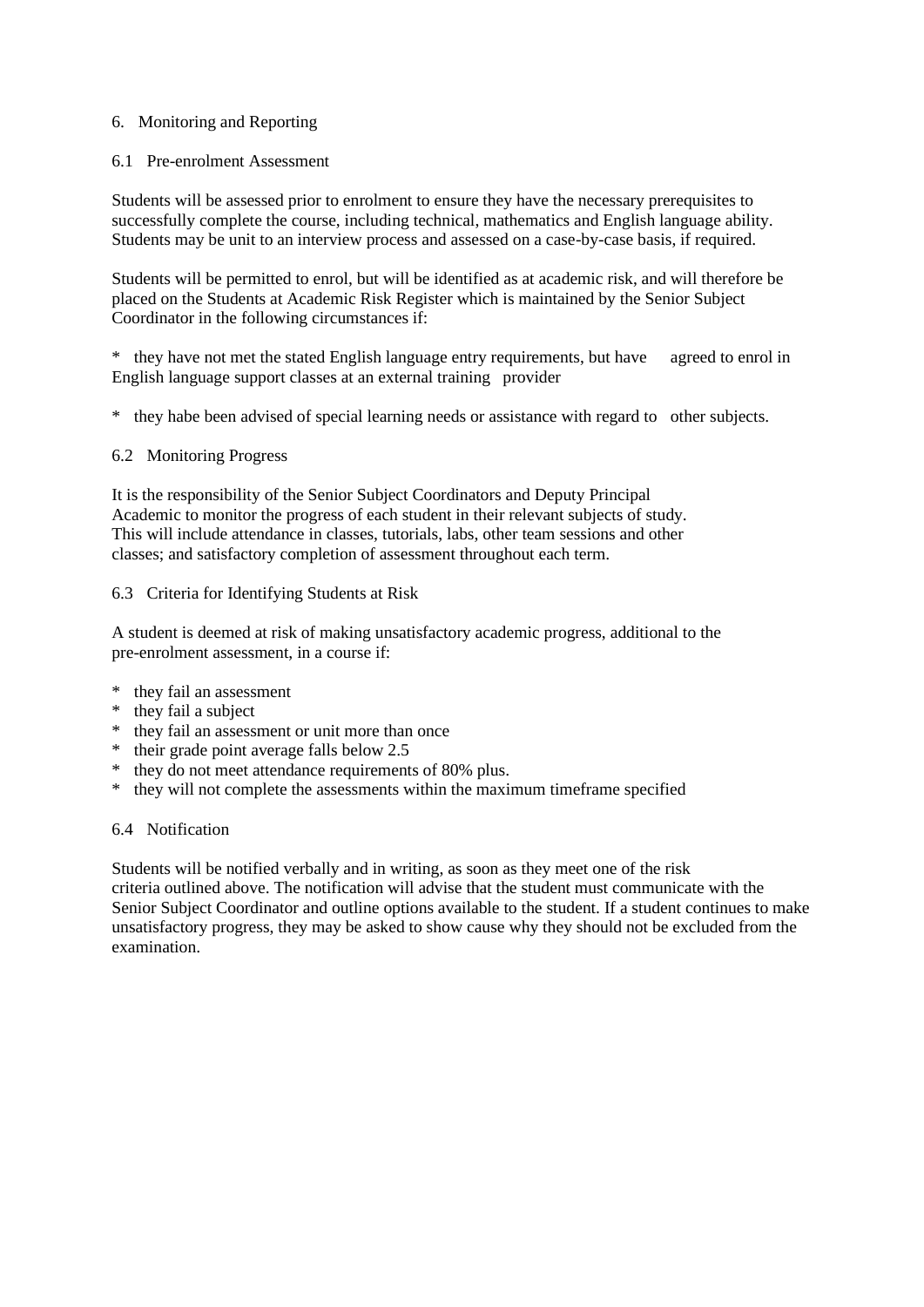## 6. Monitoring and Reporting

### 6.1 Pre-enrolment Assessment

Students will be assessed prior to enrolment to ensure they have the necessary prerequisites to successfully complete the course, including technical, mathematics and English language ability. Students may be unit to an interview process and assessed on a case-by-case basis, if required.

Students will be permitted to enrol, but will be identified as at academic risk, and will therefore be placed on the Students at Academic Risk Register which is maintained by the Senior Subject Coordinator in the following circumstances if:

* they have not met the stated English language entry requirements, but have agreed to enrol in English language support classes at an external training provider

* they habe been advised of special learning needs or assistance with regard to other subjects.

### 6.2 Monitoring Progress

It is the responsibility of the Senior Subject Coordinators and Deputy Principal Academic to monitor the progress of each student in their relevant subjects of study. This will include attendance in classes, tutorials, labs, other team sessions and other classes; and satisfactory completion of assessment throughout each term.

### 6.3 Criteria for Identifying Students at Risk

A student is deemed at risk of making unsatisfactory academic progress, additional to the pre-enrolment assessment, in a course if:

* they fail an assessment
* they fail a subject
* they fail an assessment or unit more than once
* their grade point average falls below 2.5
* they do not meet attendance requirements of 80% plus.
* they will not complete the assessments within the maximum timeframe specified

### 6.4 Notification

Students will be notified verbally and in writing, as soon as they meet one of the risk criteria outlined above. The notification will advise that the student must communicate with the Senior Subject Coordinator and outline options available to the student. If a student continues to make unsatisfactory progress, they may be asked to show cause why they should not be excluded from the examination.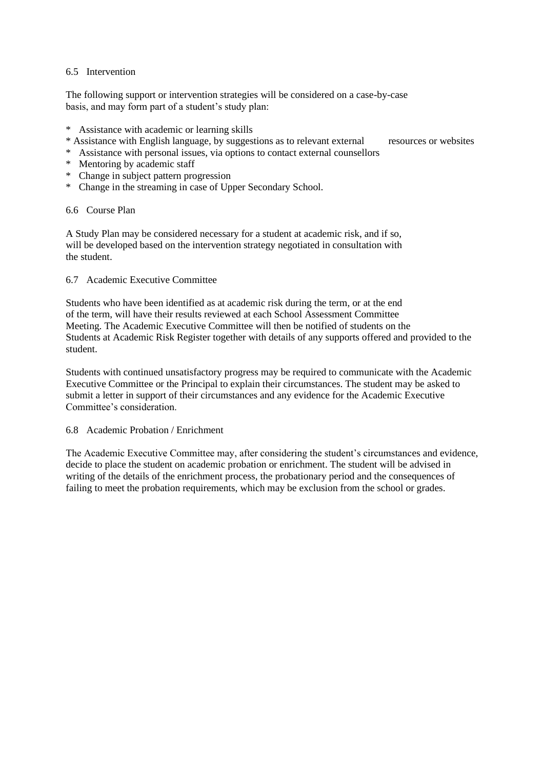### 6.5 Intervention

The following support or intervention strategies will be considered on a case-by-case basis, and may form part of a student's study plan:

* Assistance with academic or learning skills
* Assistance with English language, by suggestions as to relevant external resources or websites
* Assistance with personal issues, via options to contact external counsellors
* Mentoring by academic staff
* Change in subject pattern progression
* Change in the streaming in case of Upper Secondary School.

### 6.6 Course Plan

A Study Plan may be considered necessary for a student at academic risk, and if so, will be developed based on the intervention strategy negotiated in consultation with the student.

### 6.7 Academic Executive Committee

Students who have been identified as at academic risk during the term, or at the end of the term, will have their results reviewed at each School Assessment Committee Meeting. The Academic Executive Committee will then be notified of students on the Students at Academic Risk Register together with details of any supports offered and provided to the student.

Students with continued unsatisfactory progress may be required to communicate with the Academic Executive Committee or the Principal to explain their circumstances. The student may be asked to submit a letter in support of their circumstances and any evidence for the Academic Executive Committee's consideration.

### 6.8 Academic Probation / Enrichment

The Academic Executive Committee may, after considering the student's circumstances and evidence, decide to place the student on academic probation or enrichment. The student will be advised in writing of the details of the enrichment process, the probationary period and the consequences of failing to meet the probation requirements, which may be exclusion from the school or grades.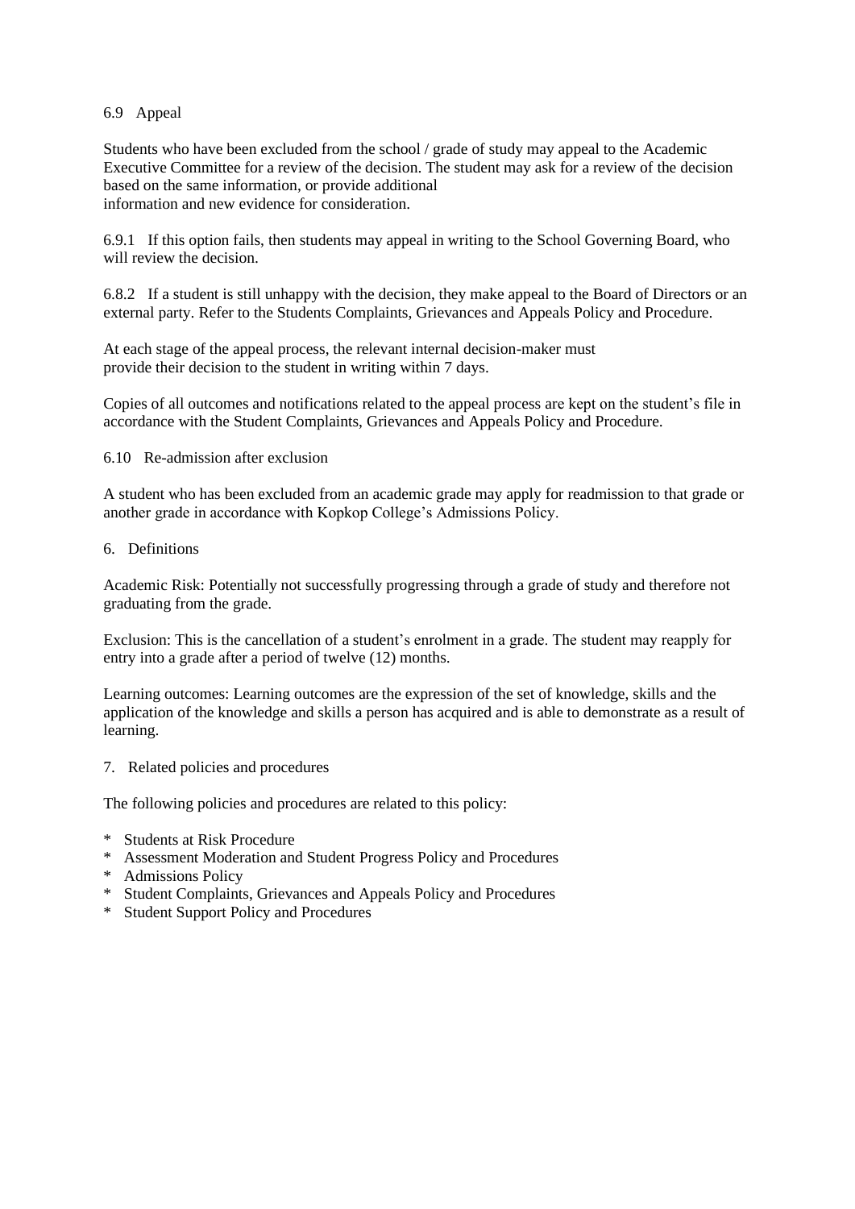### 6.9 Appeal

Students who have been excluded from the school / grade of study may appeal to the Academic Executive Committee for a review of the decision. The student may ask for a review of the decision based on the same information, or provide additional information and new evidence for consideration.

6.9.1 If this option fails, then students may appeal in writing to the School Governing Board, who will review the decision.

6.8.2 If a student is still unhappy with the decision, they make appeal to the Board of Directors or an external party. Refer to the Students Complaints, Grievances and Appeals Policy and Procedure.

At each stage of the appeal process, the relevant internal decision-maker must provide their decision to the student in writing within 7 days.

Copies of all outcomes and notifications related to the appeal process are kept on the student's file in accordance with the Student Complaints, Grievances and Appeals Policy and Procedure.

### 6.10 Re-admission after exclusion

A student who has been excluded from an academic grade may apply for readmission to that grade or another grade in accordance with Kopkop College's Admissions Policy.

## 6. Definitions

Academic Risk: Potentially not successfully progressing through a grade of study and therefore not graduating from the grade.

Exclusion: This is the cancellation of a student's enrolment in a grade. The student may reapply for entry into a grade after a period of twelve (12) months.

Learning outcomes: Learning outcomes are the expression of the set of knowledge, skills and the application of the knowledge and skills a person has acquired and is able to demonstrate as a result of learning.

## 7. Related policies and procedures

The following policies and procedures are related to this policy:

* Students at Risk Procedure
* Assessment Moderation and Student Progress Policy and Procedures
* Admissions Policy
* Student Complaints, Grievances and Appeals Policy and Procedures
* Student Support Policy and Procedures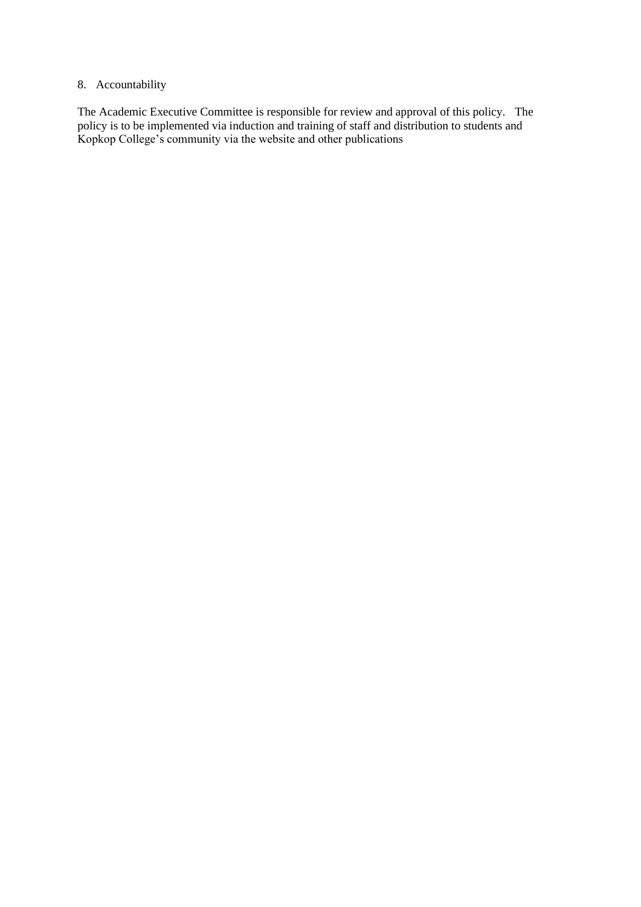## 8. Accountability

The Academic Executive Committee is responsible for review and approval of this policy. The policy is to be implemented via induction and training of staff and distribution to students and Kopkop College's community via the website and other publications